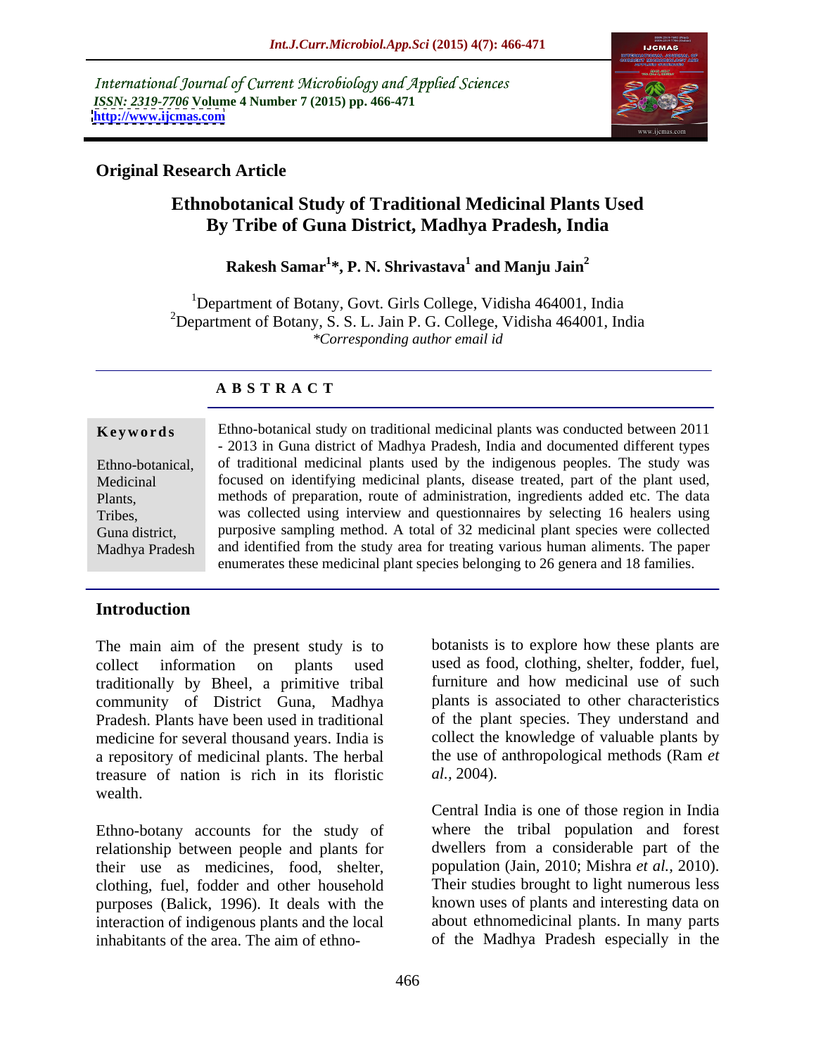International Journal of Current Microbiology and Applied Sciences
*ISSN: 2319-7706* **Volume 4 Number 7 (2015) pp. 466-471**
**http://www.ijcmas.com**

**Original Research Article**

# Ethnobotanical Study of Traditional Medicinal Plants Used By Tribe of Guna District, Madhya Pradesh, India

**Rakesh Samar[1]*, P. N. Shrivastava[1] and Manju Jain[2]**

[1]Department of Botany, Govt. Girls College, Vidisha 464001, India
[2]Department of Botany, S. S. L. Jain P. G. College, Vidisha 464001, India
*\*Corresponding author email id*

## ABSTRACT

**Keywords**

Ethno-botanical, Medicinal Plants, Tribes, Guna district, Madhya Pradesh

Ethno-botanical study on traditional medicinal plants was conducted between 2011 - 2013 in Guna district of Madhya Pradesh, India and documented different types of traditional medicinal plants used by the indigenous peoples. The study was focused on identifying medicinal plants, disease treated, part of the plant used, methods of preparation, route of administration, ingredients added etc. The data was collected using interview and questionnaires by selecting 16 healers using purposive sampling method. A total of 32 medicinal plant species were collected and identified from the study area for treating various human aliments. The paper enumerates these medicinal plant species belonging to 26 genera and 18 families.

## Introduction

The main aim of the present study is to collect information on plants used traditionally by Bheel, a primitive tribal community of District Guna, Madhya Pradesh. Plants have been used in traditional medicine for several thousand years. India is a repository of medicinal plants. The herbal treasure of nation is rich in its floristic wealth.

Ethno-botany accounts for the study of relationship between people and plants for their use as medicines, food, shelter, clothing, fuel, fodder and other household purposes (Balick, 1996). It deals with the interaction of indigenous plants and the local inhabitants of the area. The aim of ethno-botanists is to explore how these plants are used as food, clothing, shelter, fodder, fuel, furniture and how medicinal use of such plants is associated to other characteristics of the plant species. They understand and collect the knowledge of valuable plants by the use of anthropological methods (Ram *et al.,* 2004).

Central India is one of those region in India where the tribal population and forest dwellers from a considerable part of the population (Jain, 2010; Mishra *et al.,* 2010). Their studies brought to light numerous less known uses of plants and interesting data on about ethnomedicinal plants. In many parts of the Madhya Pradesh especially in the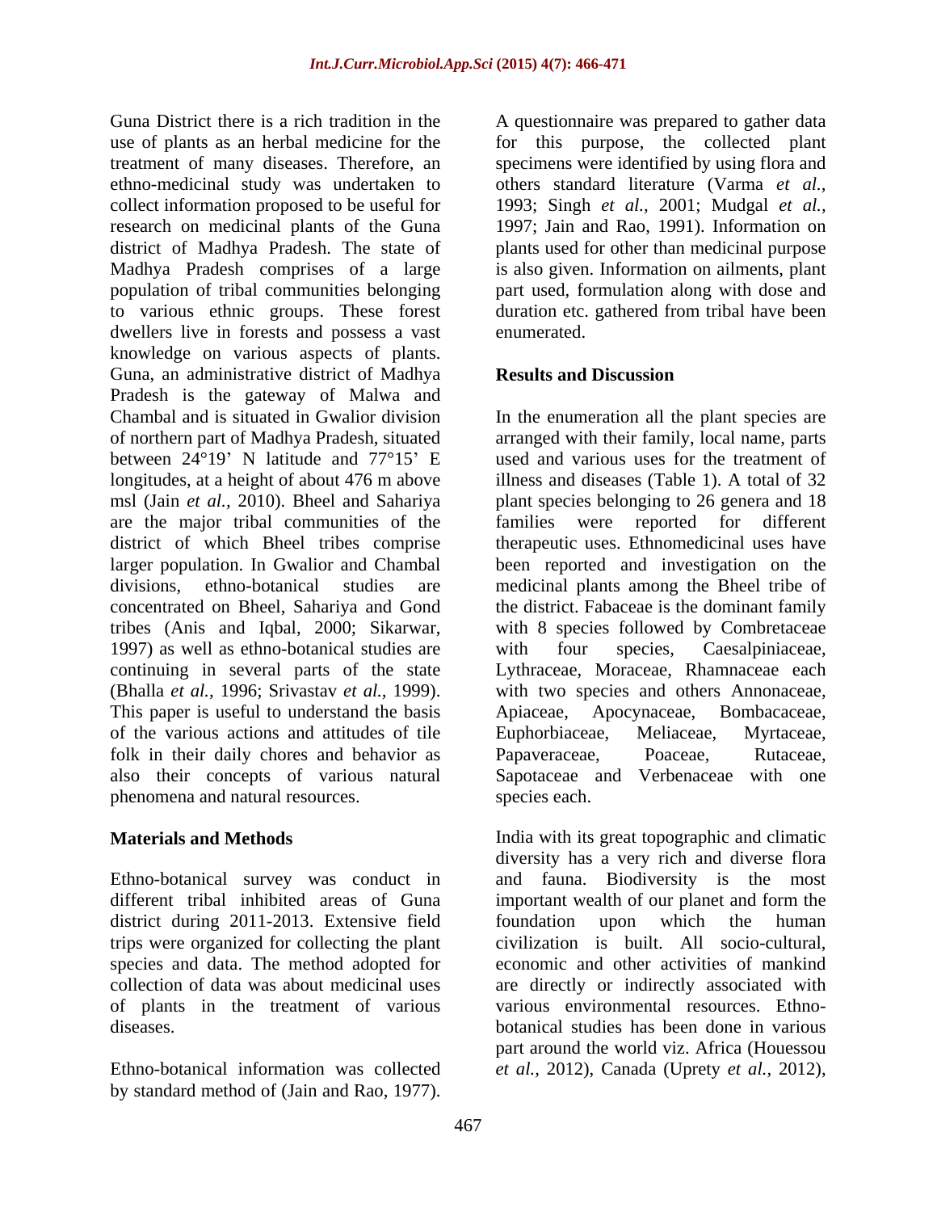Guna District there is a rich tradition in the use of plants as an herbal medicine for the treatment of many diseases. Therefore, an ethno-medicinal study was undertaken to collect information proposed to be useful for research on medicinal plants of the Guna district of Madhya Pradesh. The state of Madhya Pradesh comprises of a large population of tribal communities belonging to various ethnic groups. These forest dwellers live in forests and possess a vast knowledge on various aspects of plants. Guna, an administrative district of Madhya Pradesh is the gateway of Malwa and Chambal and is situated in Gwalior division of northern part of Madhya Pradesh, situated between 24°19' N latitude and 77°15' E longitudes, at a height of about 476 m above msl (Jain *et al.,* 2010). Bheel and Sahariya are the major tribal communities of the district of which Bheel tribes comprise larger population. In Gwalior and Chambal divisions, ethno-botanical studies are concentrated on Bheel, Sahariya and Gond tribes (Anis and Iqbal, 2000; Sikarwar, 1997) as well as ethno-botanical studies are continuing in several parts of the state (Bhalla *et al.,* 1996; Srivastav *et al.,* 1999). This paper is useful to understand the basis of the various actions and attitudes of tile folk in their daily chores and behavior as also their concepts of various natural phenomena and natural resources.

## Materials and Methods

Ethno-botanical survey was conduct in different tribal inhibited areas of Guna district during 2011-2013. Extensive field trips were organized for collecting the plant species and data. The method adopted for collection of data was about medicinal uses of plants in the treatment of various diseases.

Ethno-botanical information was collected by standard method of (Jain and Rao, 1977). A questionnaire was prepared to gather data for this purpose, the collected plant specimens were identified by using flora and others standard literature (Varma *et al.,* 1993; Singh *et al.,* 2001; Mudgal *et al.,* 1997; Jain and Rao, 1991). Information on plants used for other than medicinal purpose is also given. Information on ailments, plant part used, formulation along with dose and duration etc. gathered from tribal have been enumerated.

## Results and Discussion

In the enumeration all the plant species are arranged with their family, local name, parts used and various uses for the treatment of illness and diseases (Table 1). A total of 32 plant species belonging to 26 genera and 18 families were reported for different therapeutic uses. Ethnomedicinal uses have been reported and investigation on the medicinal plants among the Bheel tribe of the district. Fabaceae is the dominant family with 8 species followed by Combretaceae with four species, Caesalpiniaceae, Lythraceae, Moraceae, Rhamnaceae each with two species and others Annonaceae, Apiaceae, Apocynaceae, Bombacaceae, Euphorbiaceae, Meliaceae, Myrtaceae, Papaveraceae, Poaceae, Rutaceae, Sapotaceae and Verbenaceae with one species each.

India with its great topographic and climatic diversity has a very rich and diverse flora and fauna. Biodiversity is the most important wealth of our planet and form the foundation upon which the human civilization is built. All socio-cultural, economic and other activities of mankind are directly or indirectly associated with various environmental resources. Ethno-botanical studies has been done in various part around the world viz. Africa (Houessou *et al.,* 2012), Canada (Uprety *et al.,* 2012),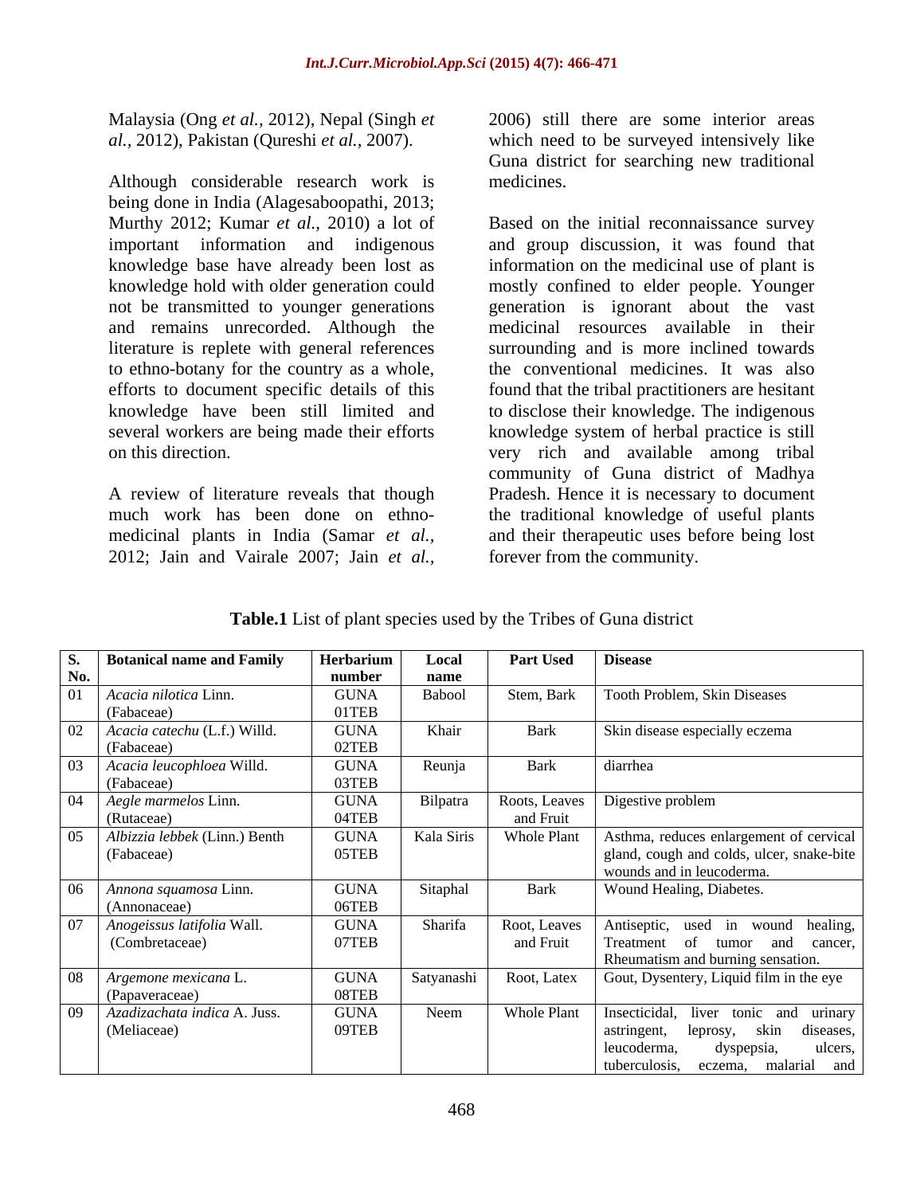Malaysia (Ong *et al.,* 2012), Nepal (Singh *et al.,* 2012), Pakistan (Qureshi *et al.,* 2007).

Although considerable research work is being done in India (Alagesaboopathi, 2013; Murthy 2012; Kumar *et al.,* 2010) a lot of important information and indigenous knowledge base have already been lost as knowledge hold with older generation could not be transmitted to younger generations and remains unrecorded. Although the literature is replete with general references to ethno-botany for the country as a whole, efforts to document specific details of this knowledge have been still limited and several workers are being made their efforts on this direction.

A review of literature reveals that though much work has been done on ethno-medicinal plants in India (Samar *et al.,* 2012; Jain and Vairale 2007; Jain *et al.,* 2006) still there are some interior areas which need to be surveyed intensively like Guna district for searching new traditional medicines.

Based on the initial reconnaissance survey and group discussion, it was found that information on the medicinal use of plant is mostly confined to elder people. Younger generation is ignorant about the vast medicinal resources available in their surrounding and is more inclined towards the conventional medicines. It was also found that the tribal practitioners are hesitant to disclose their knowledge. The indigenous knowledge system of herbal practice is still very rich and available among tribal community of Guna district of Madhya Pradesh. Hence it is necessary to document the traditional knowledge of useful plants and their therapeutic uses before being lost forever from the community.

**Table.1** List of plant species used by the Tribes of Guna district

| S. No. | Botanical name and Family | Herbarium number | Local name | Part Used | Disease |
|---|---|---|---|---|---|
| 01 | *Acacia nilotica* Linn. (Fabaceae) | GUNA 01TEB | Babool | Stem, Bark | Tooth Problem, Skin Diseases |
| 02 | *Acacia catechu* (L.f.) Willd. (Fabaceae) | GUNA 02TEB | Khair | Bark | Skin disease especially eczema |
| 03 | *Acacia leucophloea* Willd. (Fabaceae) | GUNA 03TEB | Reunja | Bark | diarrhea |
| 04 | *Aegle marmelos* Linn. (Rutaceae) | GUNA 04TEB | Bilpatra | Roots, Leaves and Fruit | Digestive problem |
| 05 | *Albizzia lebbek* (Linn.) Benth (Fabaceae) | GUNA 05TEB | Kala Siris | Whole Plant | Asthma, reduces enlargement of cervical gland, cough and colds, ulcer, snake-bite wounds and in leucoderma. |
| 06 | *Annona squamosa* Linn. (Annonaceae) | GUNA 06TEB | Sitaphal | Bark | Wound Healing, Diabetes. |
| 07 | *Anogeissus latifolia* Wall. (Combretaceae) | GUNA 07TEB | Sharifa | Root, Leaves and Fruit | Antiseptic, used in wound healing, Treatment of tumor and cancer, Rheumatism and burning sensation. |
| 08 | *Argemone mexicana* L. (Papaveraceae) | GUNA 08TEB | Satyanashi | Root, Latex | Gout, Dysentery, Liquid film in the eye |
| 09 | *Azadizachata indica* A. Juss. (Meliaceae) | GUNA 09TEB | Neem | Whole Plant | Insecticidal, liver tonic and urinary astringent, leprosy, skin diseases, leucoderma, dyspepsia, ulcers, tuberculosis, eczema, malarial and |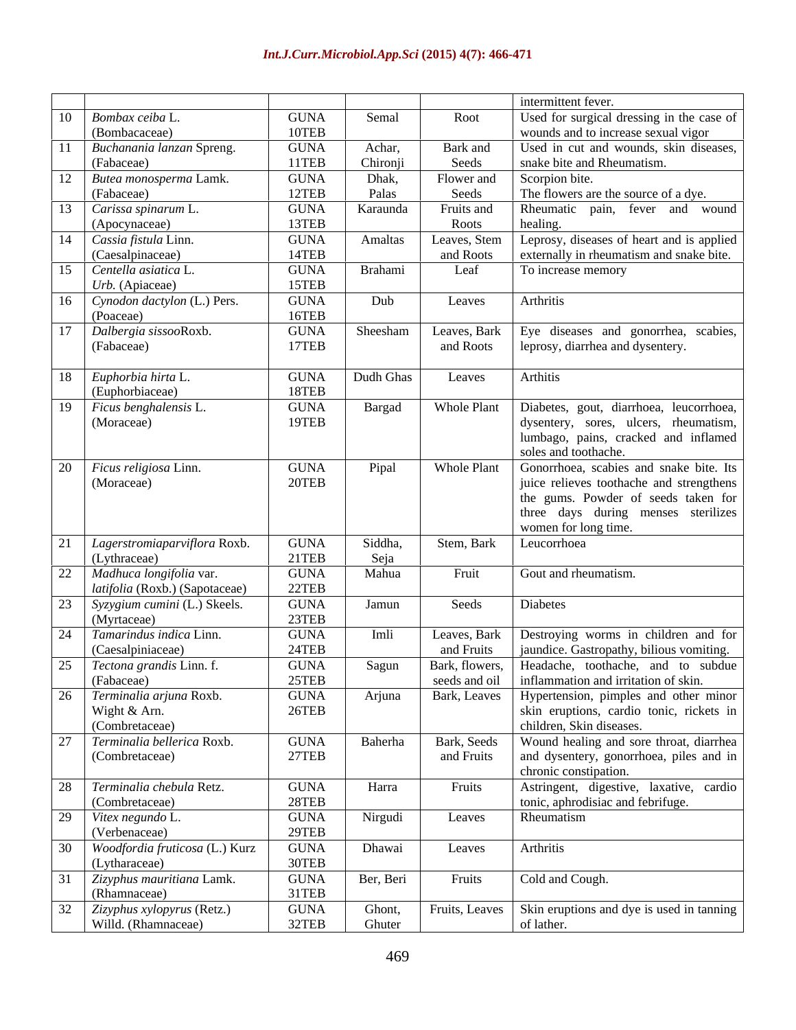| | | | | | |
|---|---|---|---|---|---|
| | | | | | intermittent fever. |
| 10 | *Bombax ceiba* L. (Bombacaceae) | GUNA 10TEB | Semal | Root | Used for surgical dressing in the case of wounds and to increase sexual vigor |
| 11 | *Buchanania lanzan* Spreng. (Fabaceae) | GUNA 11TEB | Achar, Chironji | Bark and Seeds | Used in cut and wounds, skin diseases, snake bite and Rheumatism. |
| 12 | *Butea monosperma* Lamk. (Fabaceae) | GUNA 12TEB | Dhak, Palas | Flower and Seeds | Scorpion bite. The flowers are the source of a dye. |
| 13 | *Carissa spinarum* L. (Apocynaceae) | GUNA 13TEB | Karaunda | Fruits and Roots | Rheumatic pain, fever and wound healing. |
| 14 | *Cassia fistula* Linn. (Caesalpinaceae) | GUNA 14TEB | Amaltas | Leaves, Stem and Roots | Leprosy, diseases of heart and is applied externally in rheumatism and snake bite. |
| 15 | *Centella asiatica* L. *Urb.* (Apiaceae) | GUNA 15TEB | Brahami | Leaf | To increase memory |
| 16 | *Cynodon dactylon* (L.) Pers. (Poaceae) | GUNA 16TEB | Dub | Leaves | Arthritis |
| 17 | *Dalbergia sissoo*Roxb. (Fabaceae) | GUNA 17TEB | Sheesham | Leaves, Bark and Roots | Eye diseases and gonorrhea, scabies, leprosy, diarrhea and dysentery. |
| 18 | *Euphorbia hirta* L. (Euphorbiaceae) | GUNA 18TEB | Dudh Ghas | Leaves | Arthitis |
| 19 | *Ficus benghalensis* L. (Moraceae) | GUNA 19TEB | Bargad | Whole Plant | Diabetes, gout, diarrhoea, leucorrhoea, dysentery, sores, ulcers, rheumatism, lumbago, pains, cracked and inflamed soles and toothache. |
| 20 | *Ficus religiosa* Linn. (Moraceae) | GUNA 20TEB | Pipal | Whole Plant | Gonorrhoea, scabies and snake bite. Its juice relieves toothache and strengthens the gums. Powder of seeds taken for three days during menses sterilizes women for long time. |
| 21 | *Lagerstromiaparviflora* Roxb. (Lythraceae) | GUNA 21TEB | Siddha, Seja | Stem, Bark | Leucorrhoea |
| 22 | *Madhuca longifolia* var. *latifolia* (Roxb.) (Sapotaceae) | GUNA 22TEB | Mahua | Fruit | Gout and rheumatism. |
| 23 | *Syzygium cumini* (L.) Skeels. (Myrtaceae) | GUNA 23TEB | Jamun | Seeds | Diabetes |
| 24 | *Tamarindus indica* Linn. (Caesalpiniaceae) | GUNA 24TEB | Imli | Leaves, Bark and Fruits | Destroying worms in children and for jaundice. Gastropathy, bilious vomiting. |
| 25 | *Tectona grandis* Linn. f. (Fabaceae) | GUNA 25TEB | Sagun | Bark, flowers, seeds and oil | Headache, toothache, and to subdue inflammation and irritation of skin. |
| 26 | *Terminalia arjuna* Roxb. Wight & Arn. (Combretaceae) | GUNA 26TEB | Arjuna | Bark, Leaves | Hypertension, pimples and other minor skin eruptions, cardio tonic, rickets in children, Skin diseases. |
| 27 | *Terminalia bellerica* Roxb. (Combretaceae) | GUNA 27TEB | Baherha | Bark, Seeds and Fruits | Wound healing and sore throat, diarrhea and dysentery, gonorrhoea, piles and in chronic constipation. |
| 28 | *Terminalia chebula* Retz. (Combretaceae) | GUNA 28TEB | Harra | Fruits | Astringent, digestive, laxative, cardio tonic, aphrodisiac and febrifuge. |
| 29 | *Vitex negundo* L. (Verbenaceae) | GUNA 29TEB | Nirgudi | Leaves | Rheumatism |
| 30 | *Woodfordia fruticosa* (L.) Kurz (Lytharaceae) | GUNA 30TEB | Dhawai | Leaves | Arthritis |
| 31 | *Zizyphus mauritiana* Lamk. (Rhamnaceae) | GUNA 31TEB | Ber, Beri | Fruits | Cold and Cough. |
| 32 | *Zizyphus xylopyrus* (Retz.) Willd. (Rhamnaceae) | GUNA 32TEB | Ghont, Ghuter | Fruits, Leaves | Skin eruptions and dye is used in tanning of lather. |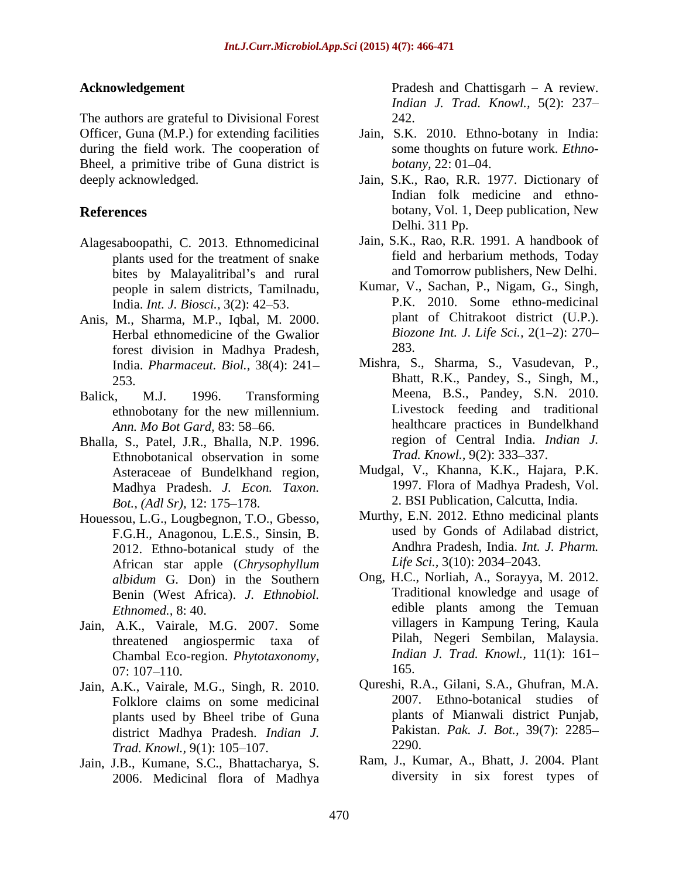## Acknowledgement

The authors are grateful to Divisional Forest Officer, Guna (M.P.) for extending facilities during the field work. The cooperation of Bheel, a primitive tribe of Guna district is deeply acknowledged.

## References

Alagesaboopathi, C. 2013. Ethnomedicinal plants used for the treatment of snake bites by Malayalitribal's and rural people in salem districts, Tamilnadu, India. *Int. J. Biosci.,* 3(2): 42–53.

Anis, M., Sharma, M.P., Iqbal, M. 2000. Herbal ethnomedicine of the Gwalior forest division in Madhya Pradesh, India. *Pharmaceut. Biol.,* 38(4): 241–253.

Balick, M.J. 1996. Transforming ethnobotany for the new millennium. *Ann. Mo Bot Gard,* 83: 58–66.

Bhalla, S., Patel, J.R., Bhalla, N.P. 1996. Ethnobotanical observation in some Asteraceae of Bundelkhand region, Madhya Pradesh. *J. Econ. Taxon. Bot., (Adl Sr),* 12: 175–178.

Houessou, L.G., Lougbegnon, T.O., Gbesso, F.G.H., Anagonou, L.E.S., Sinsin, B. 2012. Ethno-botanical study of the African star apple (*Chrysophyllum albidum* G. Don) in the Southern Benin (West Africa). *J. Ethnobiol. Ethnomed.,* 8: 40.

Jain, A.K., Vairale, M.G. 2007. Some threatened angiospermic taxa of Chambal Eco-region. *Phytotaxonomy,* 07: 107–110.

Jain, A.K., Vairale, M.G., Singh, R. 2010. Folklore claims on some medicinal plants used by Bheel tribe of Guna district Madhya Pradesh. *Indian J. Trad. Knowl.,* 9(1): 105–107.

Jain, J.B., Kumane, S.C., Bhattacharya, S. 2006. Medicinal flora of Madhya Pradesh and Chattisgarh – A review. *Indian J. Trad. Knowl.,* 5(2): 237–242.

Jain, S.K. 2010. Ethno-botany in India: some thoughts on future work. *Ethno-botany,* 22: 01–04.

Jain, S.K., Rao, R.R. 1977. Dictionary of Indian folk medicine and ethno-botany, Vol. 1, Deep publication, New Delhi. 311 Pp.

Jain, S.K., Rao, R.R. 1991. A handbook of field and herbarium methods, Today and Tomorrow publishers, New Delhi.

Kumar, V., Sachan, P., Nigam, G., Singh, P.K. 2010. Some ethno-medicinal plant of Chitrakoot district (U.P.). *Biozone Int. J. Life Sci.,* 2(1–2): 270–283.

Mishra, S., Sharma, S., Vasudevan, P., Bhatt, R.K., Pandey, S., Singh, M., Meena, B.S., Pandey, S.N. 2010. Livestock feeding and traditional healthcare practices in Bundelkhand region of Central India. *Indian J. Trad. Knowl.,* 9(2): 333–337.

Mudgal, V., Khanna, K.K., Hajara, P.K. 1997. Flora of Madhya Pradesh, Vol. 2. BSI Publication, Calcutta, India.

Murthy, E.N. 2012. Ethno medicinal plants used by Gonds of Adilabad district, Andhra Pradesh, India. *Int. J. Pharm. Life Sci.,* 3(10): 2034–2043.

Ong, H.C., Norliah, A., Sorayya, M. 2012. Traditional knowledge and usage of edible plants among the Temuan villagers in Kampung Tering, Kaula Pilah, Negeri Sembilan, Malaysia. *Indian J. Trad. Knowl.,* 11(1): 161–165.

Qureshi, R.A., Gilani, S.A., Ghufran, M.A. 2007. Ethno-botanical studies of plants of Mianwali district Punjab, Pakistan. *Pak. J. Bot.,* 39(7): 2285–2290.

Ram, J., Kumar, A., Bhatt, J. 2004. Plant diversity in six forest types of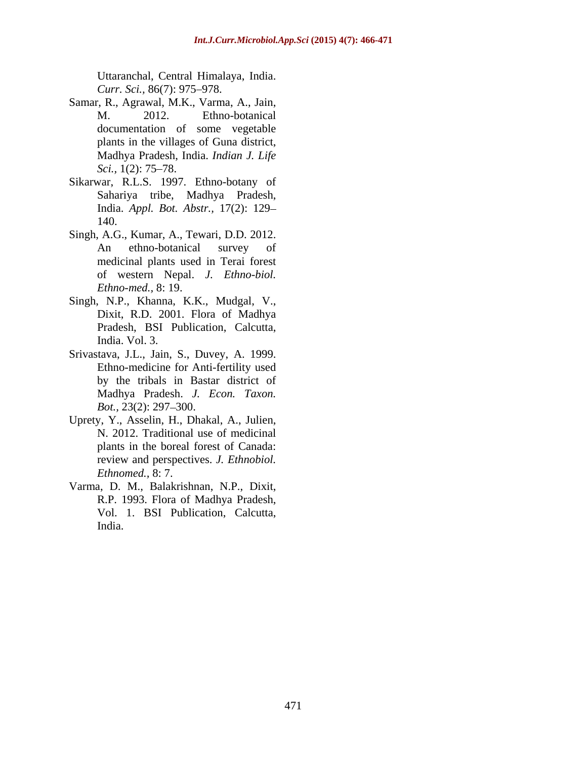Uttaranchal, Central Himalaya, India. *Curr. Sci.,* 86(7): 975–978.

Samar, R., Agrawal, M.K., Varma, A., Jain, M. 2012. Ethno-botanical documentation of some vegetable plants in the villages of Guna district, Madhya Pradesh, India. *Indian J. Life Sci.,* 1(2): 75–78.

Sikarwar, R.L.S. 1997. Ethno-botany of Sahariya tribe, Madhya Pradesh, India. *Appl. Bot. Abstr.,* 17(2): 129–140.

Singh, A.G., Kumar, A., Tewari, D.D. 2012. An ethno-botanical survey of medicinal plants used in Terai forest of western Nepal. *J. Ethno-biol. Ethno-med.,* 8: 19.

Singh, N.P., Khanna, K.K., Mudgal, V., Dixit, R.D. 2001. Flora of Madhya Pradesh, BSI Publication, Calcutta, India. Vol. 3.

Srivastava, J.L., Jain, S., Duvey, A. 1999. Ethno-medicine for Anti-fertility used by the tribals in Bastar district of Madhya Pradesh. *J. Econ. Taxon. Bot.,* 23(2): 297–300.

Uprety, Y., Asselin, H., Dhakal, A., Julien, N. 2012. Traditional use of medicinal plants in the boreal forest of Canada: review and perspectives. *J. Ethnobiol. Ethnomed.,* 8: 7.

Varma, D. M., Balakrishnan, N.P., Dixit, R.P. 1993. Flora of Madhya Pradesh, Vol. 1. BSI Publication, Calcutta, India.